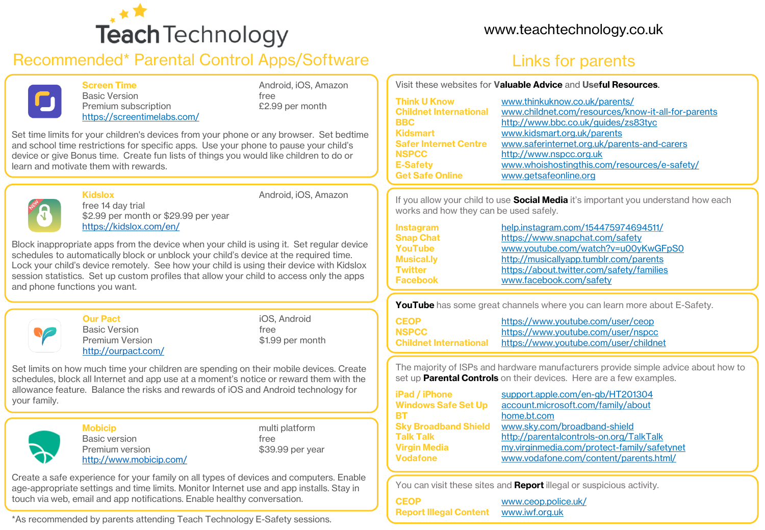# Teach Technology

www.teachtechnology.co.uk

## Recommended* Parental Control Apps/Software

### Screen Time

| | |
|---|---|
| Basic Version | free |
| Premium subscription | £2.99 per month |

Android, iOS, Amazon

https://screentimelabs.com/

Set time limits for your children's devices from your phone or any browser. Set bedtime and school time restrictions for specific apps. Use your phone to pause your child's device or give Bonus time. Create fun lists of things you would like children to do or learn and motivate them with rewards.

### Kidslox

Android, iOS, Amazon

free 14 day trial
$2.99 per month or $29.99 per year

https://kidslox.com/en/

Block inappropriate apps from the device when your child is using it. Set regular device schedules to automatically block or unblock your child's device at the required time. Lock your child's device remotely. See how your child is using their device with Kidslox session statistics. Set up custom profiles that allow your child to access only the apps and phone functions you want.

### Our Pact

| | |
|---|---|
| Basic Version | free |
| Premium Version | $1.99 per month |

iOS, Android

http://ourpact.com/

Set limits on how much time your children are spending on their mobile devices. Create schedules, block all Internet and app use at a moment's notice or reward them with the allowance feature. Balance the risks and rewards of iOS and Android technology for your family.

### Mobicip

| | |
|---|---|
| Basic version | free |
| Premium version | $39.99 per year |

multi platform

http://www.mobicip.com/

Create a safe experience for your family on all types of devices and computers. Enable age-appropriate settings and time limits. Monitor Internet use and app installs. Stay in touch via web, email and app notifications. Enable healthy conversation.

*As recommended by parents attending Teach Technology E-Safety sessions.

## Links for parents

Visit these websites for **Valuable Advice** and **Useful Resources**.

| | |
|---|---|
| Think U Know | www.thinkuknow.co.uk/parents/ |
| Childnet International | www.childnet.com/resources/know-it-all-for-parents |
| BBC | http://www.bbc.co.uk/guides/zs83tyc |
| Kidsmart | www.kidsmart.org.uk/parents |
| Safer Internet Centre | www.saferinternet.org.uk/parents-and-carers |
| NSPCC | http://www.nspcc.org.uk |
| E-Safety | www.whoishostingthis.com/resources/e-safety/ |
| Get Safe Online | www.getsafeonline.org |

If you allow your child to use **Social Media** it's important you understand how each works and how they can be used safely.

| | |
|---|---|
| Instagram | help.instagram.com/154475974694511/ |
| Snap Chat | https://www.snapchat.com/safety |
| YouTube | www.youtube.com/watch?v=u00yKwGFpS0 |
| Musical.ly | http://musicallyapp.tumblr.com/parents |
| Twitter | https://about.twitter.com/safety/families |
| Facebook | www.facebook.com/safety |

**YouTube** has some great channels where you can learn more about E-Safety.

| | |
|---|---|
| CEOP | https://www.youtube.com/user/ceop |
| NSPCC | https://www.youtube.com/user/nspcc |
| Childnet International | https://www.youtube.com/user/childnet |

The majority of ISPs and hardware manufacturers provide simple advice about how to set up **Parental Controls** on their devices. Here are a few examples.

| | |
|---|---|
| iPad / iPhone | support.apple.com/en-gb/HT201304 |
| Windows Safe Set Up | account.microsoft.com/family/about |
| BT | home.bt.com |
| Sky Broadband Shield | www.sky.com/broadband-shield |
| Talk Talk | http://parentalcontrols-on.org/TalkTalk |
| Virgin Media | my.virginmedia.com/protect-family/safetynet |
| Vodafone | www.vodafone.com/content/parents.html/ |

You can visit these sites and **Report** illegal or suspicious activity.

| | |
|---|---|
| CEOP | www.ceop.police.uk/ |
| Report Illegal Content | www.iwf.org.uk |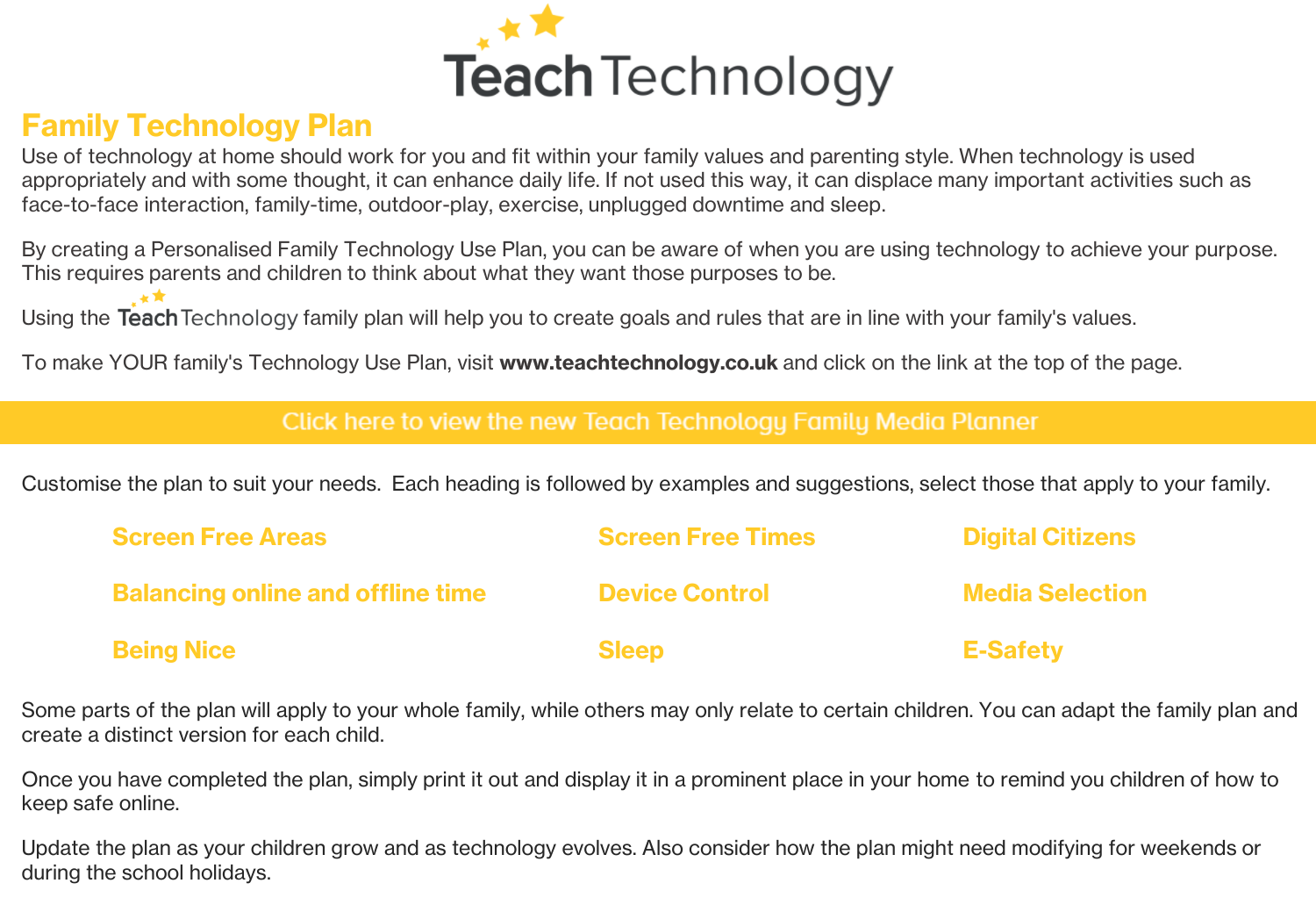Teach Technology

# Family Technology Plan

Use of technology at home should work for you and fit within your family values and parenting style. When technology is used appropriately and with some thought, it can enhance daily life. If not used this way, it can displace many important activities such as face-to-face interaction, family-time, outdoor-play, exercise, unplugged downtime and sleep.

By creating a Personalised Family Technology Use Plan, you can be aware of when you are using technology to achieve your purpose. This requires parents and children to think about what they want those purposes to be.

Using the Teach Technology family plan will help you to create goals and rules that are in line with your family's values.

To make YOUR family's Technology Use Plan, visit **www.teachtechnology.co.uk** and click on the link at the top of the page.

**Click here to view the new Teach Technology Family Media Planner**

Customise the plan to suit your needs. Each heading is followed by examples and suggestions, select those that apply to your family.

- **Screen Free Areas**
- **Screen Free Times**
- **Digital Citizens**
- **Balancing online and offline time**
- **Device Control**
- **Media Selection**
- **Being Nice**
- **Sleep**
- **E-Safety**

Some parts of the plan will apply to your whole family, while others may only relate to certain children. You can adapt the family plan and create a distinct version for each child.

Once you have completed the plan, simply print it out and display it in a prominent place in your home to remind you children of how to keep safe online.

Update the plan as your children grow and as technology evolves. Also consider how the plan might need modifying for weekends or during the school holidays.